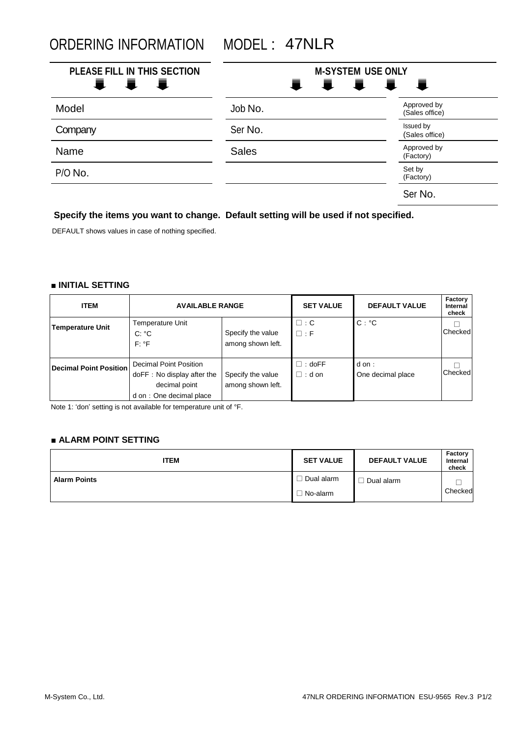# ORDERING INFORMATION MODEL : 47NLR

| PLEASE FILL IN THIS SECTION | M-SYSTEM USE ONLY | |
|---|---|---|
| Model | Job No. | Approved by (Sales office) |
| Company | Ser No. | Issued by (Sales office) |
| Name | Sales | Approved by (Factory) |
| P/O No. | | Set by (Factory) |
| | | Ser No. |

**Specify the items you want to change. Default setting will be used if not specified.**

DEFAULT shows values in case of nothing specified.

### ■ INITIAL SETTING

| ITEM | AVAILABLE RANGE | | SET VALUE | DEFAULT VALUE | Factory Internal check |
|---|---|---|---|---|---|
| **Temperature Unit** | Temperature Unit<br>C: °C<br>F: °F | Specify the value among shown left. | □ : C<br>□ : F | C : °C | □ Checked |
| **Decimal Point Position** | Decimal Point Position<br>doFF : No display after the decimal point<br>d on : One decimal place | Specify the value among shown left. | □ : doFF<br>□ : d on | d on : One decimal place | □ Checked |

Note 1: 'don' setting is not available for temperature unit of °F.

### ■ ALARM POINT SETTING

| ITEM | SET VALUE | DEFAULT VALUE | Factory Internal check |
|---|---|---|---|
| **Alarm Points** | □ Dual alarm<br>□ No-alarm | □ Dual alarm | □ Checked |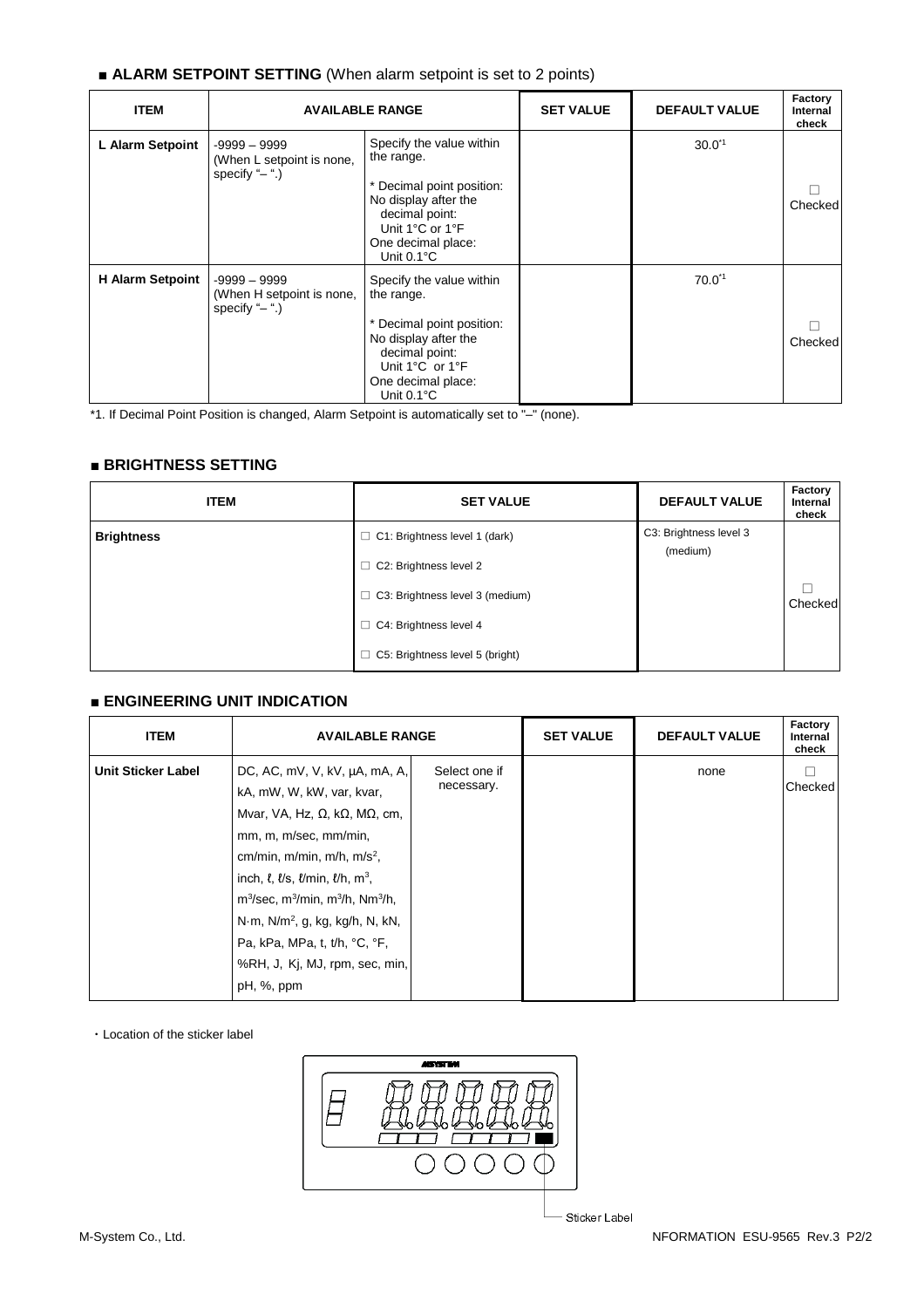## ■ ALARM SETPOINT SETTING (When alarm setpoint is set to 2 points)

| ITEM | AVAILABLE RANGE | | SET VALUE | DEFAULT VALUE | Factory Internal check |
|---|---|---|---|---|---|
| L Alarm Setpoint | -9999 – 9999 (When L setpoint is none, specify "– ".) | Specify the value within the range.<br><br>* Decimal point position:<br>No display after the decimal point: Unit 1°C or 1°F<br>One decimal place: Unit 0.1°C | | 30.0[*1] | □ Checked |
| H Alarm Setpoint | -9999 – 9999 (When H setpoint is none, specify "– ".) | Specify the value within the range.<br><br>* Decimal point position:<br>No display after the decimal point: Unit 1°C or 1°F<br>One decimal place: Unit 0.1°C | | 70.0[*1] | □ Checked |

*1. If Decimal Point Position is changed, Alarm Setpoint is automatically set to "–" (none).

## ■ BRIGHTNESS SETTING

| ITEM | SET VALUE | DEFAULT VALUE | Factory Internal check |
|---|---|---|---|
| Brightness | □ C1: Brightness level 1 (dark)<br>□ C2: Brightness level 2<br>□ C3: Brightness level 3 (medium)<br>□ C4: Brightness level 4<br>□ C5: Brightness level 5 (bright) | C3: Brightness level 3 (medium) | □ Checked |

## ■ ENGINEERING UNIT INDICATION

| ITEM | AVAILABLE RANGE | | SET VALUE | DEFAULT VALUE | Factory Internal check |
|---|---|---|---|---|---|
| Unit Sticker Label | DC, AC, mV, V, kV, µA, mA, A, kA, mW, W, kW, var, kvar, Mvar, VA, Hz, Ω, kΩ, MΩ, cm, mm, m, m/sec, mm/min, cm/min, m/min, m/h, $m/s^2$, inch, ℓ, ℓ/s, ℓ/min, ℓ/h, $m^3$, $m^3$/sec, $m^3$/min, $m^3$/h, $Nm^3$/h, N·m, $N/m^2$, g, kg, kg/h, N, kN, Pa, kPa, MPa, t, t/h, °C, °F, %RH, J, Kj, MJ, rpm, sec, min, pH, %, ppm | Select one if necessary. | | none | □ Checked |

・Location of the sticker label

M-SYSTEM

Sticker Label